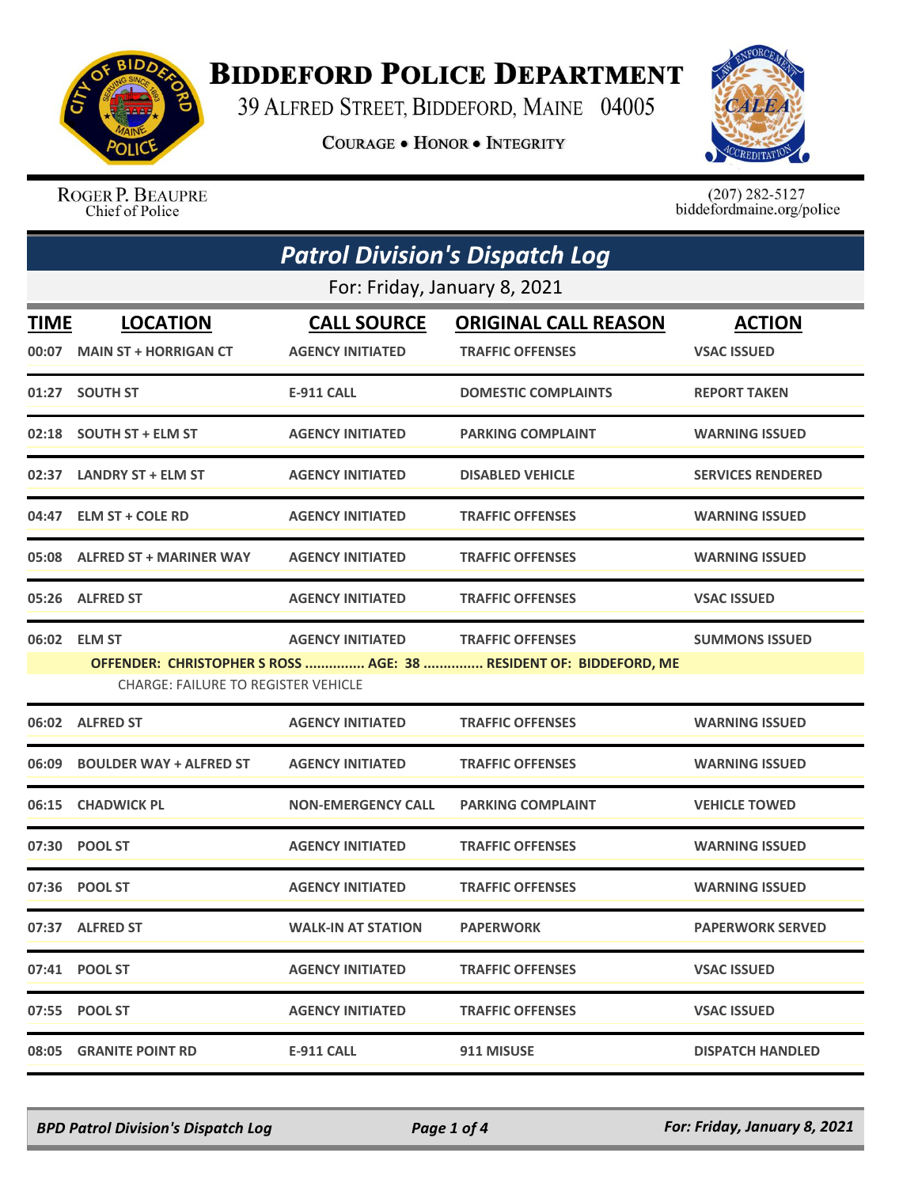# BIDDEFORD POLICE DEPARTMENT

39 ALFRED STREET, BIDDEFORD, MAINE 04005

COURAGE • HONOR • INTEGRITY

ROGER P. BEAUPRE
Chief of Police

(207) 282-5127
biddefordmaine.org/police

## Patrol Division's Dispatch Log

For: Friday, January 8, 2021

| TIME | LOCATION | CALL SOURCE | ORIGINAL CALL REASON | ACTION |
|---|---|---|---|---|
| 00:07 | MAIN ST + HORRIGAN CT | AGENCY INITIATED | TRAFFIC OFFENSES | VSAC ISSUED |
| 01:27 | SOUTH ST | E-911 CALL | DOMESTIC COMPLAINTS | REPORT TAKEN |
| 02:18 | SOUTH ST + ELM ST | AGENCY INITIATED | PARKING COMPLAINT | WARNING ISSUED |
| 02:37 | LANDRY ST + ELM ST | AGENCY INITIATED | DISABLED VEHICLE | SERVICES RENDERED |
| 04:47 | ELM ST + COLE RD | AGENCY INITIATED | TRAFFIC OFFENSES | WARNING ISSUED |
| 05:08 | ALFRED ST + MARINER WAY | AGENCY INITIATED | TRAFFIC OFFENSES | WARNING ISSUED |
| 05:26 | ALFRED ST | AGENCY INITIATED | TRAFFIC OFFENSES | VSAC ISSUED |
| 06:02 | ELM ST | AGENCY INITIATED | TRAFFIC OFFENSES | SUMMONS ISSUED |
| | OFFENDER: CHRISTOPHER S ROSS ............... AGE: 38 ............... RESIDENT OF: BIDDEFORD, ME<br>CHARGE: FAILURE TO REGISTER VEHICLE | | | |
| 06:02 | ALFRED ST | AGENCY INITIATED | TRAFFIC OFFENSES | WARNING ISSUED |
| 06:09 | BOULDER WAY + ALFRED ST | AGENCY INITIATED | TRAFFIC OFFENSES | WARNING ISSUED |
| 06:15 | CHADWICK PL | NON-EMERGENCY CALL | PARKING COMPLAINT | VEHICLE TOWED |
| 07:30 | POOL ST | AGENCY INITIATED | TRAFFIC OFFENSES | WARNING ISSUED |
| 07:36 | POOL ST | AGENCY INITIATED | TRAFFIC OFFENSES | WARNING ISSUED |
| 07:37 | ALFRED ST | WALK-IN AT STATION | PAPERWORK | PAPERWORK SERVED |
| 07:41 | POOL ST | AGENCY INITIATED | TRAFFIC OFFENSES | VSAC ISSUED |
| 07:55 | POOL ST | AGENCY INITIATED | TRAFFIC OFFENSES | VSAC ISSUED |
| 08:05 | GRANITE POINT RD | E-911 CALL | 911 MISUSE | DISPATCH HANDLED |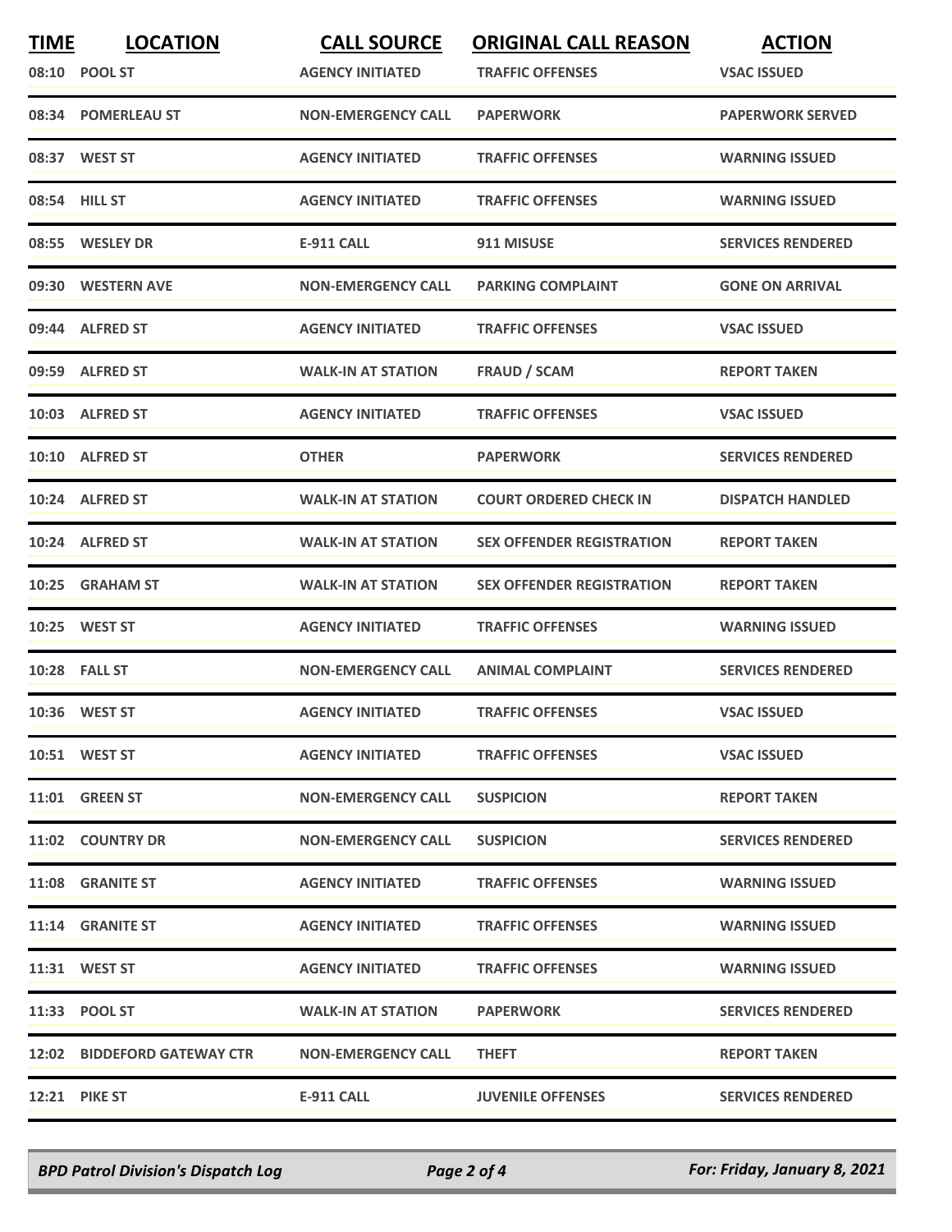| TIME | LOCATION | CALL SOURCE | ORIGINAL CALL REASON | ACTION |
|---|---|---|---|---|
| 08:10 | POOL ST | AGENCY INITIATED | TRAFFIC OFFENSES | VSAC ISSUED |
| 08:34 | POMERLEAU ST | NON-EMERGENCY CALL | PAPERWORK | PAPERWORK SERVED |
| 08:37 | WEST ST | AGENCY INITIATED | TRAFFIC OFFENSES | WARNING ISSUED |
| 08:54 | HILL ST | AGENCY INITIATED | TRAFFIC OFFENSES | WARNING ISSUED |
| 08:55 | WESLEY DR | E-911 CALL | 911 MISUSE | SERVICES RENDERED |
| 09:30 | WESTERN AVE | NON-EMERGENCY CALL | PARKING COMPLAINT | GONE ON ARRIVAL |
| 09:44 | ALFRED ST | AGENCY INITIATED | TRAFFIC OFFENSES | VSAC ISSUED |
| 09:59 | ALFRED ST | WALK-IN AT STATION | FRAUD / SCAM | REPORT TAKEN |
| 10:03 | ALFRED ST | AGENCY INITIATED | TRAFFIC OFFENSES | VSAC ISSUED |
| 10:10 | ALFRED ST | OTHER | PAPERWORK | SERVICES RENDERED |
| 10:24 | ALFRED ST | WALK-IN AT STATION | COURT ORDERED CHECK IN | DISPATCH HANDLED |
| 10:24 | ALFRED ST | WALK-IN AT STATION | SEX OFFENDER REGISTRATION | REPORT TAKEN |
| 10:25 | GRAHAM ST | WALK-IN AT STATION | SEX OFFENDER REGISTRATION | REPORT TAKEN |
| 10:25 | WEST ST | AGENCY INITIATED | TRAFFIC OFFENSES | WARNING ISSUED |
| 10:28 | FALL ST | NON-EMERGENCY CALL | ANIMAL COMPLAINT | SERVICES RENDERED |
| 10:36 | WEST ST | AGENCY INITIATED | TRAFFIC OFFENSES | VSAC ISSUED |
| 10:51 | WEST ST | AGENCY INITIATED | TRAFFIC OFFENSES | VSAC ISSUED |
| 11:01 | GREEN ST | NON-EMERGENCY CALL | SUSPICION | REPORT TAKEN |
| 11:02 | COUNTRY DR | NON-EMERGENCY CALL | SUSPICION | SERVICES RENDERED |
| 11:08 | GRANITE ST | AGENCY INITIATED | TRAFFIC OFFENSES | WARNING ISSUED |
| 11:14 | GRANITE ST | AGENCY INITIATED | TRAFFIC OFFENSES | WARNING ISSUED |
| 11:31 | WEST ST | AGENCY INITIATED | TRAFFIC OFFENSES | WARNING ISSUED |
| 11:33 | POOL ST | WALK-IN AT STATION | PAPERWORK | SERVICES RENDERED |
| 12:02 | BIDDEFORD GATEWAY CTR | NON-EMERGENCY CALL | THEFT | REPORT TAKEN |
| 12:21 | PIKE ST | E-911 CALL | JUVENILE OFFENSES | SERVICES RENDERED |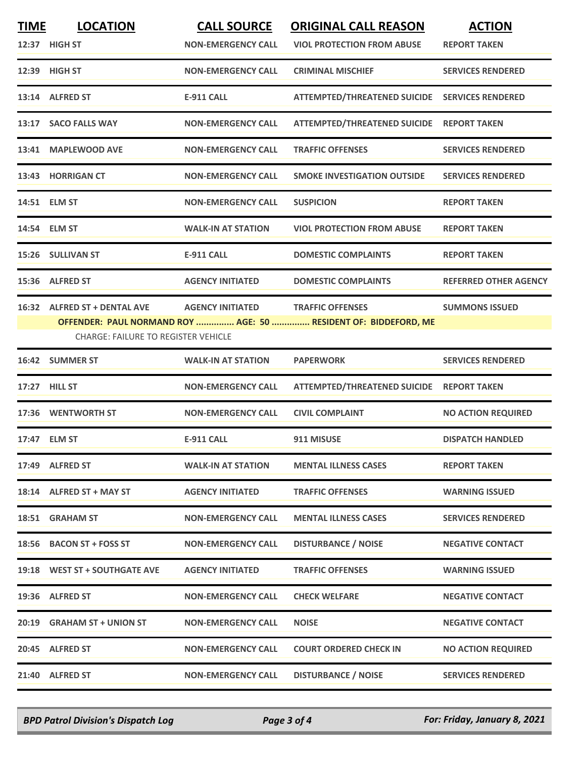| TIME | LOCATION | CALL SOURCE | ORIGINAL CALL REASON | ACTION |
|---|---|---|---|---|
| 12:37 | HIGH ST | NON-EMERGENCY CALL | VIOL PROTECTION FROM ABUSE | REPORT TAKEN |
| 12:39 | HIGH ST | NON-EMERGENCY CALL | CRIMINAL MISCHIEF | SERVICES RENDERED |
| 13:14 | ALFRED ST | E-911 CALL | ATTEMPTED/THREATENED SUICIDE | SERVICES RENDERED |
| 13:17 | SACO FALLS WAY | NON-EMERGENCY CALL | ATTEMPTED/THREATENED SUICIDE | REPORT TAKEN |
| 13:41 | MAPLEWOOD AVE | NON-EMERGENCY CALL | TRAFFIC OFFENSES | SERVICES RENDERED |
| 13:43 | HORRIGAN CT | NON-EMERGENCY CALL | SMOKE INVESTIGATION OUTSIDE | SERVICES RENDERED |
| 14:51 | ELM ST | NON-EMERGENCY CALL | SUSPICION | REPORT TAKEN |
| 14:54 | ELM ST | WALK-IN AT STATION | VIOL PROTECTION FROM ABUSE | REPORT TAKEN |
| 15:26 | SULLIVAN ST | E-911 CALL | DOMESTIC COMPLAINTS | REPORT TAKEN |
| 15:36 | ALFRED ST | AGENCY INITIATED | DOMESTIC COMPLAINTS | REFERRED OTHER AGENCY |
| 16:32 | ALFRED ST + DENTAL AVE | AGENCY INITIATED | TRAFFIC OFFENSES | SUMMONS ISSUED |

**OFFENDER: PAUL NORMAND ROY ............... AGE: 50 ............... RESIDENT OF: BIDDEFORD, ME**

CHARGE: FAILURE TO REGISTER VEHICLE

| TIME | LOCATION | CALL SOURCE | ORIGINAL CALL REASON | ACTION |
|---|---|---|---|---|
| 16:42 | SUMMER ST | WALK-IN AT STATION | PAPERWORK | SERVICES RENDERED |
| 17:27 | HILL ST | NON-EMERGENCY CALL | ATTEMPTED/THREATENED SUICIDE | REPORT TAKEN |
| 17:36 | WENTWORTH ST | NON-EMERGENCY CALL | CIVIL COMPLAINT | NO ACTION REQUIRED |
| 17:47 | ELM ST | E-911 CALL | 911 MISUSE | DISPATCH HANDLED |
| 17:49 | ALFRED ST | WALK-IN AT STATION | MENTAL ILLNESS CASES | REPORT TAKEN |
| 18:14 | ALFRED ST + MAY ST | AGENCY INITIATED | TRAFFIC OFFENSES | WARNING ISSUED |
| 18:51 | GRAHAM ST | NON-EMERGENCY CALL | MENTAL ILLNESS CASES | SERVICES RENDERED |
| 18:56 | BACON ST + FOSS ST | NON-EMERGENCY CALL | DISTURBANCE / NOISE | NEGATIVE CONTACT |
| 19:18 | WEST ST + SOUTHGATE AVE | AGENCY INITIATED | TRAFFIC OFFENSES | WARNING ISSUED |
| 19:36 | ALFRED ST | NON-EMERGENCY CALL | CHECK WELFARE | NEGATIVE CONTACT |
| 20:19 | GRAHAM ST + UNION ST | NON-EMERGENCY CALL | NOISE | NEGATIVE CONTACT |
| 20:45 | ALFRED ST | NON-EMERGENCY CALL | COURT ORDERED CHECK IN | NO ACTION REQUIRED |
| 21:40 | ALFRED ST | NON-EMERGENCY CALL | DISTURBANCE / NOISE | SERVICES RENDERED |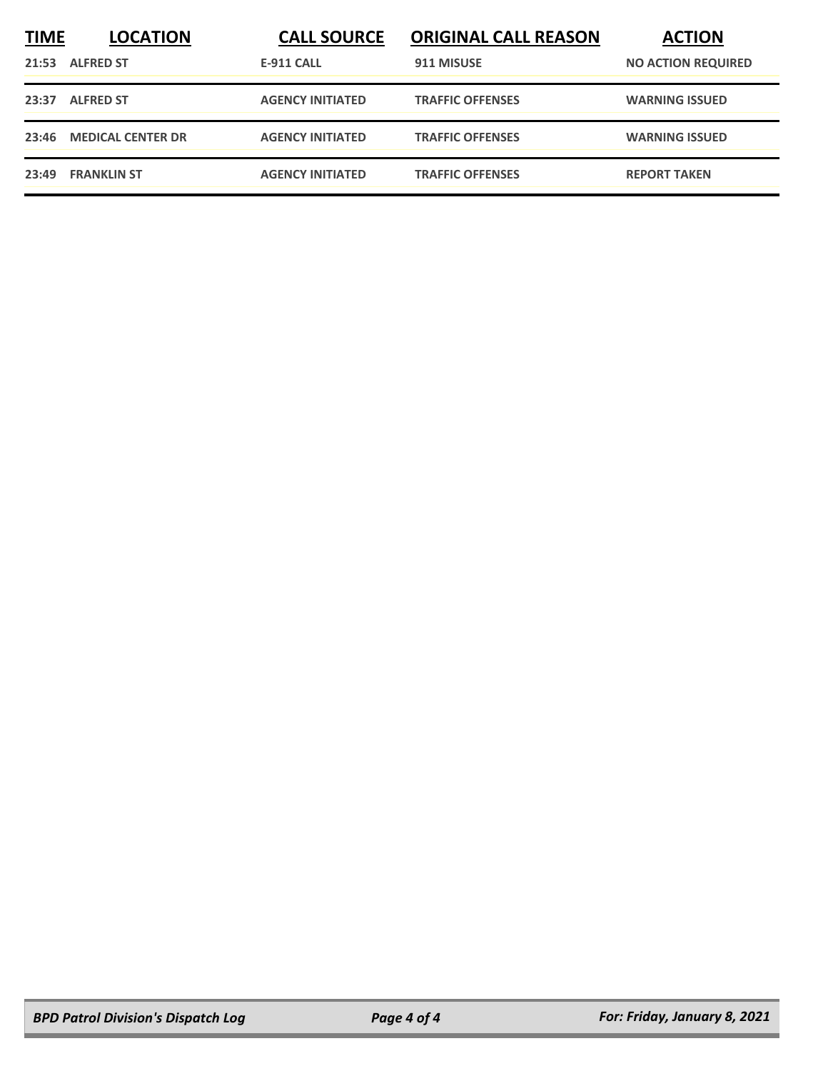| TIME | LOCATION | CALL SOURCE | ORIGINAL CALL REASON | ACTION |
|---|---|---|---|---|
| 21:53 | ALFRED ST | E-911 CALL | 911 MISUSE | NO ACTION REQUIRED |
| 23:37 | ALFRED ST | AGENCY INITIATED | TRAFFIC OFFENSES | WARNING ISSUED |
| 23:46 | MEDICAL CENTER DR | AGENCY INITIATED | TRAFFIC OFFENSES | WARNING ISSUED |
| 23:49 | FRANKLIN ST | AGENCY INITIATED | TRAFFIC OFFENSES | REPORT TAKEN |